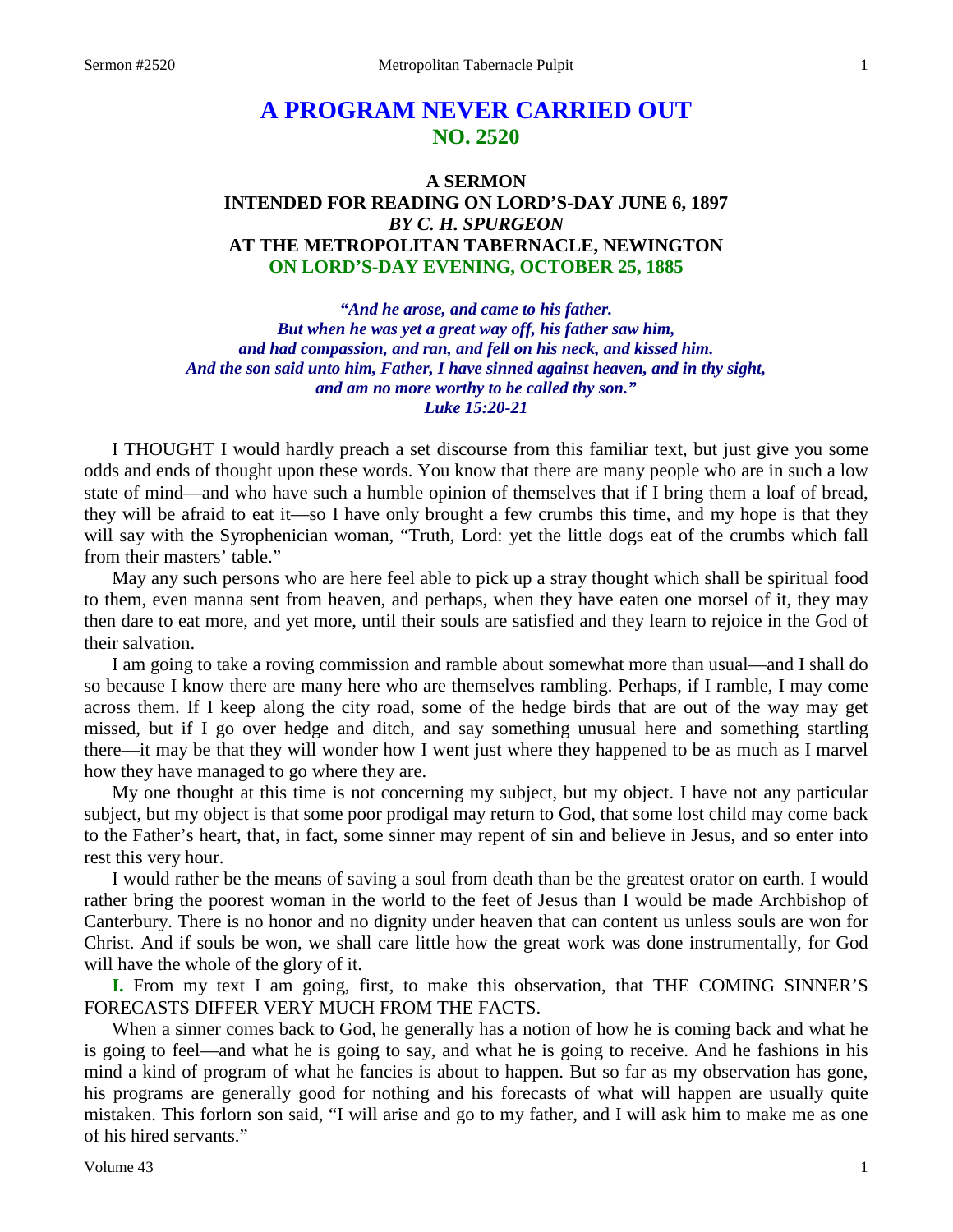# A PROGRAM NEVER CARRIED OUT
## NO. 2520

### A SERMON
### INTENDED FOR READING ON LORD'S-DAY JUNE 6, 1897
### *BY C. H. SPURGEON*
### AT THE METROPOLITAN TABERNACLE, NEWINGTON
### ON LORD'S-DAY EVENING, OCTOBER 25, 1885

*"And he arose, and came to his father.*
*But when he was yet a great way off, his father saw him,*
*and had compassion, and ran, and fell on his neck, and kissed him.*
*And the son said unto him, Father, I have sinned against heaven, and in thy sight,*
*and am no more worthy to be called thy son."*
*Luke 15:20-21*

I THOUGHT I would hardly preach a set discourse from this familiar text, but just give you some odds and ends of thought upon these words. You know that there are many people who are in such a low state of mind—and who have such a humble opinion of themselves that if I bring them a loaf of bread, they will be afraid to eat it—so I have only brought a few crumbs this time, and my hope is that they will say with the Syrophenician woman, "Truth, Lord: yet the little dogs eat of the crumbs which fall from their masters' table."

May any such persons who are here feel able to pick up a stray thought which shall be spiritual food to them, even manna sent from heaven, and perhaps, when they have eaten one morsel of it, they may then dare to eat more, and yet more, until their souls are satisfied and they learn to rejoice in the God of their salvation.

I am going to take a roving commission and ramble about somewhat more than usual—and I shall do so because I know there are many here who are themselves rambling. Perhaps, if I ramble, I may come across them. If I keep along the city road, some of the hedge birds that are out of the way may get missed, but if I go over hedge and ditch, and say something unusual here and something startling there—it may be that they will wonder how I went just where they happened to be as much as I marvel how they have managed to go where they are.

My one thought at this time is not concerning my subject, but my object. I have not any particular subject, but my object is that some poor prodigal may return to God, that some lost child may come back to the Father's heart, that, in fact, some sinner may repent of sin and believe in Jesus, and so enter into rest this very hour.

I would rather be the means of saving a soul from death than be the greatest orator on earth. I would rather bring the poorest woman in the world to the feet of Jesus than I would be made Archbishop of Canterbury. There is no honor and no dignity under heaven that can content us unless souls are won for Christ. And if souls be won, we shall care little how the great work was done instrumentally, for God will have the whole of the glory of it.

**I.** From my text I am going, first, to make this observation, that THE COMING SINNER'S FORECASTS DIFFER VERY MUCH FROM THE FACTS.

When a sinner comes back to God, he generally has a notion of how he is coming back and what he is going to feel—and what he is going to say, and what he is going to receive. And he fashions in his mind a kind of program of what he fancies is about to happen. But so far as my observation has gone, his programs are generally good for nothing and his forecasts of what will happen are usually quite mistaken. This forlorn son said, "I will arise and go to my father, and I will ask him to make me as one of his hired servants."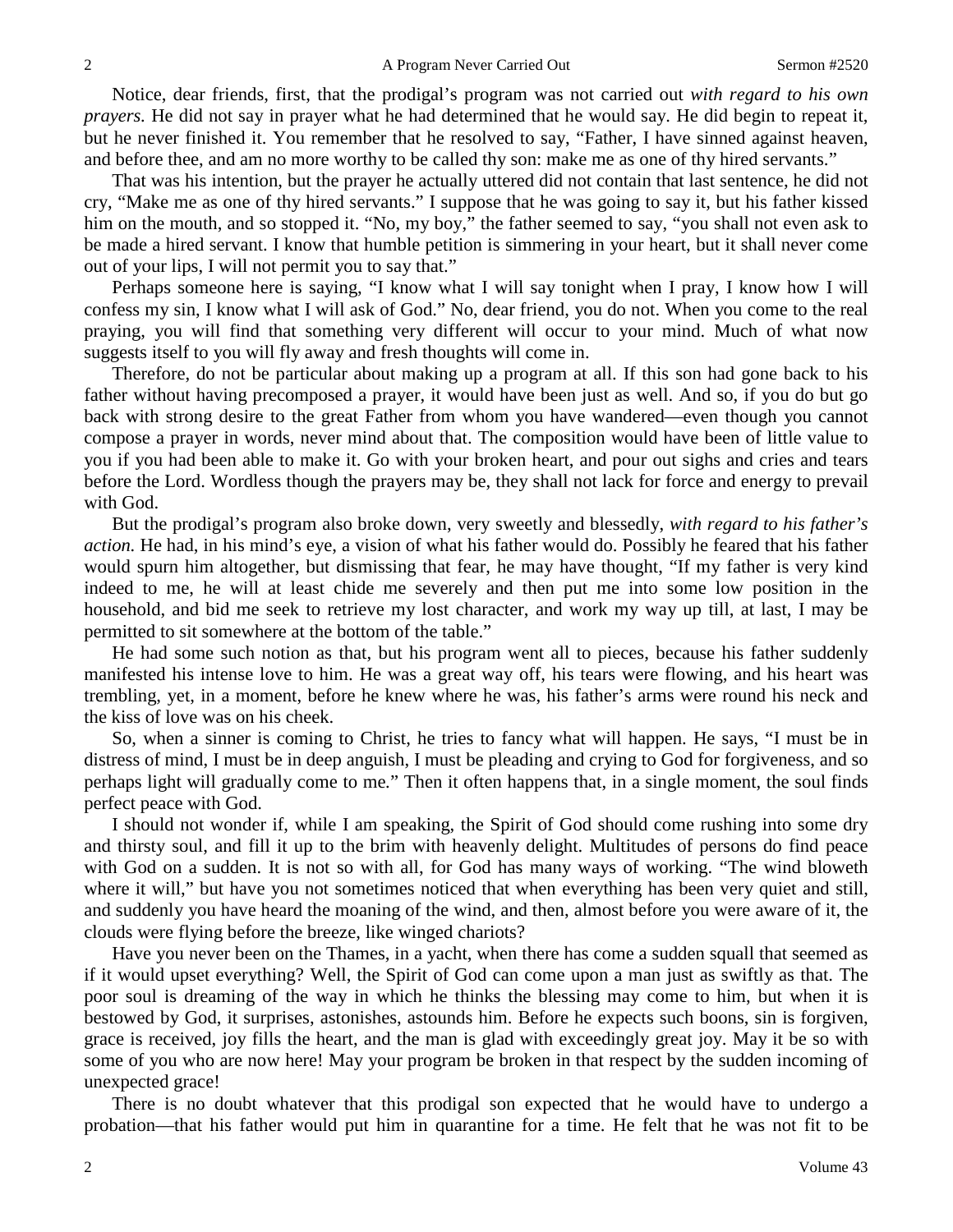Notice, dear friends, first, that the prodigal's program was not carried out *with regard to his own prayers.* He did not say in prayer what he had determined that he would say. He did begin to repeat it, but he never finished it. You remember that he resolved to say, "Father, I have sinned against heaven, and before thee, and am no more worthy to be called thy son: make me as one of thy hired servants."

That was his intention, but the prayer he actually uttered did not contain that last sentence, he did not cry, "Make me as one of thy hired servants." I suppose that he was going to say it, but his father kissed him on the mouth, and so stopped it. "No, my boy," the father seemed to say, "you shall not even ask to be made a hired servant. I know that humble petition is simmering in your heart, but it shall never come out of your lips, I will not permit you to say that."

Perhaps someone here is saying, "I know what I will say tonight when I pray, I know how I will confess my sin, I know what I will ask of God." No, dear friend, you do not. When you come to the real praying, you will find that something very different will occur to your mind. Much of what now suggests itself to you will fly away and fresh thoughts will come in.

Therefore, do not be particular about making up a program at all. If this son had gone back to his father without having precomposed a prayer, it would have been just as well. And so, if you do but go back with strong desire to the great Father from whom you have wandered—even though you cannot compose a prayer in words, never mind about that. The composition would have been of little value to you if you had been able to make it. Go with your broken heart, and pour out sighs and cries and tears before the Lord. Wordless though the prayers may be, they shall not lack for force and energy to prevail with God.

But the prodigal's program also broke down, very sweetly and blessedly, *with regard to his father's action.* He had, in his mind's eye, a vision of what his father would do. Possibly he feared that his father would spurn him altogether, but dismissing that fear, he may have thought, "If my father is very kind indeed to me, he will at least chide me severely and then put me into some low position in the household, and bid me seek to retrieve my lost character, and work my way up till, at last, I may be permitted to sit somewhere at the bottom of the table."

He had some such notion as that, but his program went all to pieces, because his father suddenly manifested his intense love to him. He was a great way off, his tears were flowing, and his heart was trembling, yet, in a moment, before he knew where he was, his father's arms were round his neck and the kiss of love was on his cheek.

So, when a sinner is coming to Christ, he tries to fancy what will happen. He says, "I must be in distress of mind, I must be in deep anguish, I must be pleading and crying to God for forgiveness, and so perhaps light will gradually come to me." Then it often happens that, in a single moment, the soul finds perfect peace with God.

I should not wonder if, while I am speaking, the Spirit of God should come rushing into some dry and thirsty soul, and fill it up to the brim with heavenly delight. Multitudes of persons do find peace with God on a sudden. It is not so with all, for God has many ways of working. "The wind bloweth where it will," but have you not sometimes noticed that when everything has been very quiet and still, and suddenly you have heard the moaning of the wind, and then, almost before you were aware of it, the clouds were flying before the breeze, like winged chariots?

Have you never been on the Thames, in a yacht, when there has come a sudden squall that seemed as if it would upset everything? Well, the Spirit of God can come upon a man just as swiftly as that. The poor soul is dreaming of the way in which he thinks the blessing may come to him, but when it is bestowed by God, it surprises, astonishes, astounds him. Before he expects such boons, sin is forgiven, grace is received, joy fills the heart, and the man is glad with exceedingly great joy. May it be so with some of you who are now here! May your program be broken in that respect by the sudden incoming of unexpected grace!

There is no doubt whatever that this prodigal son expected that he would have to undergo a probation—that his father would put him in quarantine for a time. He felt that he was not fit to be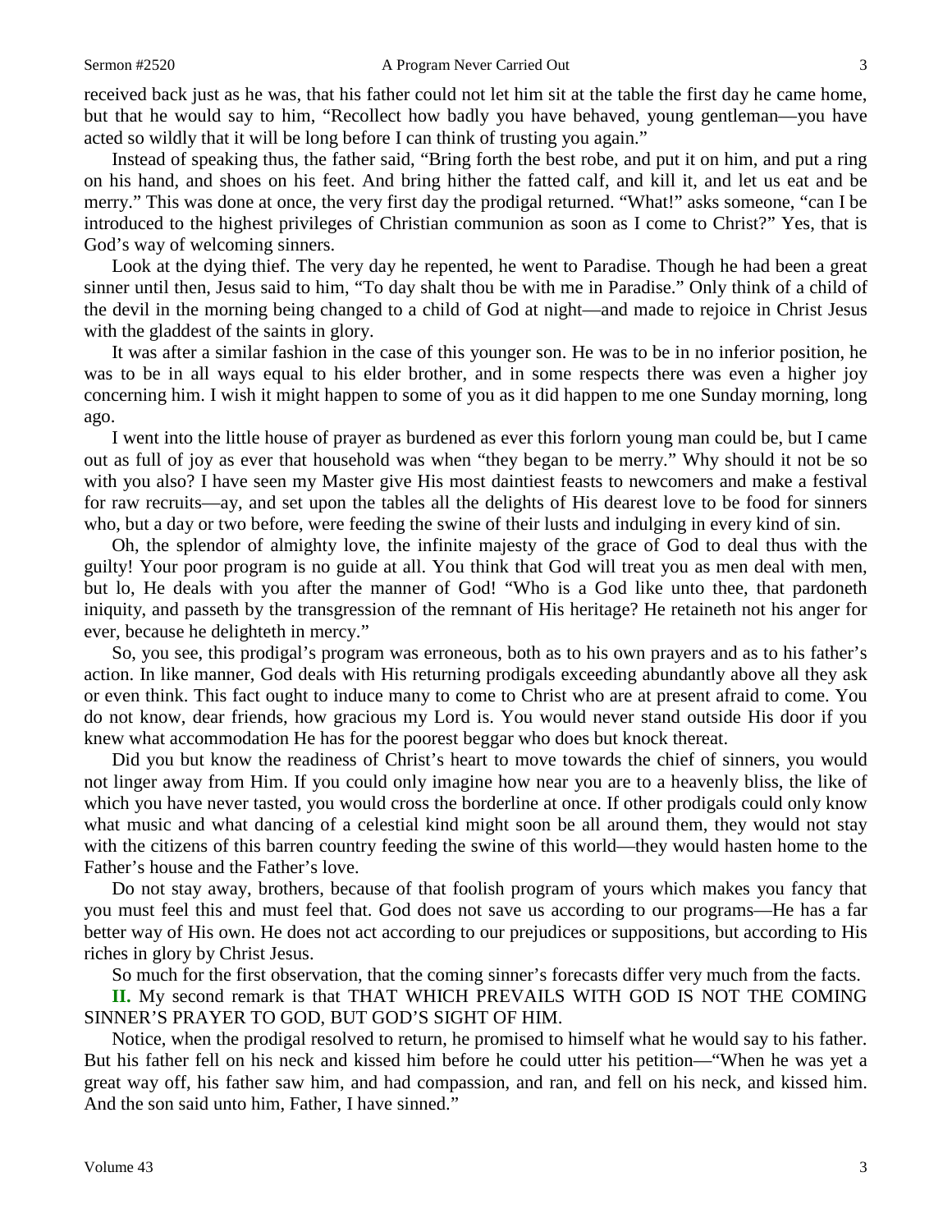received back just as he was, that his father could not let him sit at the table the first day he came home, but that he would say to him, "Recollect how badly you have behaved, young gentleman—you have acted so wildly that it will be long before I can think of trusting you again."

Instead of speaking thus, the father said, "Bring forth the best robe, and put it on him, and put a ring on his hand, and shoes on his feet. And bring hither the fatted calf, and kill it, and let us eat and be merry." This was done at once, the very first day the prodigal returned. "What!" asks someone, "can I be introduced to the highest privileges of Christian communion as soon as I come to Christ?" Yes, that is God's way of welcoming sinners.

Look at the dying thief. The very day he repented, he went to Paradise. Though he had been a great sinner until then, Jesus said to him, "To day shalt thou be with me in Paradise." Only think of a child of the devil in the morning being changed to a child of God at night—and made to rejoice in Christ Jesus with the gladdest of the saints in glory.

It was after a similar fashion in the case of this younger son. He was to be in no inferior position, he was to be in all ways equal to his elder brother, and in some respects there was even a higher joy concerning him. I wish it might happen to some of you as it did happen to me one Sunday morning, long ago.

I went into the little house of prayer as burdened as ever this forlorn young man could be, but I came out as full of joy as ever that household was when "they began to be merry." Why should it not be so with you also? I have seen my Master give His most daintiest feasts to newcomers and make a festival for raw recruits—ay, and set upon the tables all the delights of His dearest love to be food for sinners who, but a day or two before, were feeding the swine of their lusts and indulging in every kind of sin.

Oh, the splendor of almighty love, the infinite majesty of the grace of God to deal thus with the guilty! Your poor program is no guide at all. You think that God will treat you as men deal with men, but lo, He deals with you after the manner of God! "Who is a God like unto thee, that pardoneth iniquity, and passeth by the transgression of the remnant of His heritage? He retaineth not his anger for ever, because he delighteth in mercy."

So, you see, this prodigal's program was erroneous, both as to his own prayers and as to his father's action. In like manner, God deals with His returning prodigals exceeding abundantly above all they ask or even think. This fact ought to induce many to come to Christ who are at present afraid to come. You do not know, dear friends, how gracious my Lord is. You would never stand outside His door if you knew what accommodation He has for the poorest beggar who does but knock thereat.

Did you but know the readiness of Christ's heart to move towards the chief of sinners, you would not linger away from Him. If you could only imagine how near you are to a heavenly bliss, the like of which you have never tasted, you would cross the borderline at once. If other prodigals could only know what music and what dancing of a celestial kind might soon be all around them, they would not stay with the citizens of this barren country feeding the swine of this world—they would hasten home to the Father's house and the Father's love.

Do not stay away, brothers, because of that foolish program of yours which makes you fancy that you must feel this and must feel that. God does not save us according to our programs—He has a far better way of His own. He does not act according to our prejudices or suppositions, but according to His riches in glory by Christ Jesus.

So much for the first observation, that the coming sinner's forecasts differ very much from the facts.

**II.** My second remark is that THAT WHICH PREVAILS WITH GOD IS NOT THE COMING SINNER'S PRAYER TO GOD, BUT GOD'S SIGHT OF HIM.

Notice, when the prodigal resolved to return, he promised to himself what he would say to his father. But his father fell on his neck and kissed him before he could utter his petition—"When he was yet a great way off, his father saw him, and had compassion, and ran, and fell on his neck, and kissed him. And the son said unto him, Father, I have sinned."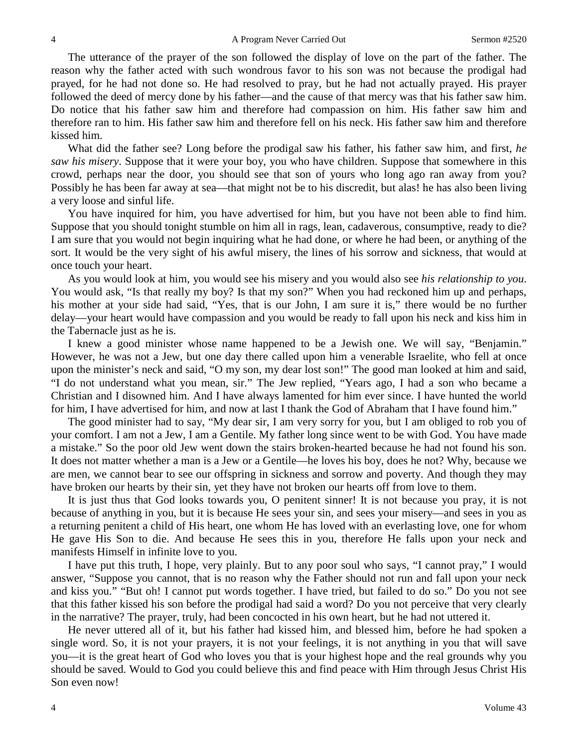The utterance of the prayer of the son followed the display of love on the part of the father. The reason why the father acted with such wondrous favor to his son was not because the prodigal had prayed, for he had not done so. He had resolved to pray, but he had not actually prayed. His prayer followed the deed of mercy done by his father—and the cause of that mercy was that his father saw him. Do notice that his father saw him and therefore had compassion on him. His father saw him and therefore ran to him. His father saw him and therefore fell on his neck. His father saw him and therefore kissed him.

What did the father see? Long before the prodigal saw his father, his father saw him, and first, *he saw his misery*. Suppose that it were your boy, you who have children. Suppose that somewhere in this crowd, perhaps near the door, you should see that son of yours who long ago ran away from you? Possibly he has been far away at sea—that might not be to his discredit, but alas! he has also been living a very loose and sinful life.

You have inquired for him, you have advertised for him, but you have not been able to find him. Suppose that you should tonight stumble on him all in rags, lean, cadaverous, consumptive, ready to die? I am sure that you would not begin inquiring what he had done, or where he had been, or anything of the sort. It would be the very sight of his awful misery, the lines of his sorrow and sickness, that would at once touch your heart.

As you would look at him, you would see his misery and you would also see *his relationship to you*. You would ask, "Is that really my boy? Is that my son?" When you had reckoned him up and perhaps, his mother at your side had said, "Yes, that is our John, I am sure it is," there would be no further delay—your heart would have compassion and you would be ready to fall upon his neck and kiss him in the Tabernacle just as he is.

I knew a good minister whose name happened to be a Jewish one. We will say, "Benjamin." However, he was not a Jew, but one day there called upon him a venerable Israelite, who fell at once upon the minister's neck and said, "O my son, my dear lost son!" The good man looked at him and said, "I do not understand what you mean, sir." The Jew replied, "Years ago, I had a son who became a Christian and I disowned him. And I have always lamented for him ever since. I have hunted the world for him, I have advertised for him, and now at last I thank the God of Abraham that I have found him."

The good minister had to say, "My dear sir, I am very sorry for you, but I am obliged to rob you of your comfort. I am not a Jew, I am a Gentile. My father long since went to be with God. You have made a mistake." So the poor old Jew went down the stairs broken-hearted because he had not found his son. It does not matter whether a man is a Jew or a Gentile—he loves his boy, does he not? Why, because we are men, we cannot bear to see our offspring in sickness and sorrow and poverty. And though they may have broken our hearts by their sin, yet they have not broken our hearts off from love to them.

It is just thus that God looks towards you, O penitent sinner! It is not because you pray, it is not because of anything in you, but it is because He sees your sin, and sees your misery—and sees in you as a returning penitent a child of His heart, one whom He has loved with an everlasting love, one for whom He gave His Son to die. And because He sees this in you, therefore He falls upon your neck and manifests Himself in infinite love to you.

I have put this truth, I hope, very plainly. But to any poor soul who says, "I cannot pray," I would answer, "Suppose you cannot, that is no reason why the Father should not run and fall upon your neck and kiss you." "But oh! I cannot put words together. I have tried, but failed to do so." Do you not see that this father kissed his son before the prodigal had said a word? Do you not perceive that very clearly in the narrative? The prayer, truly, had been concocted in his own heart, but he had not uttered it.

He never uttered all of it, but his father had kissed him, and blessed him, before he had spoken a single word. So, it is not your prayers, it is not your feelings, it is not anything in you that will save you—it is the great heart of God who loves you that is your highest hope and the real grounds why you should be saved. Would to God you could believe this and find peace with Him through Jesus Christ His Son even now!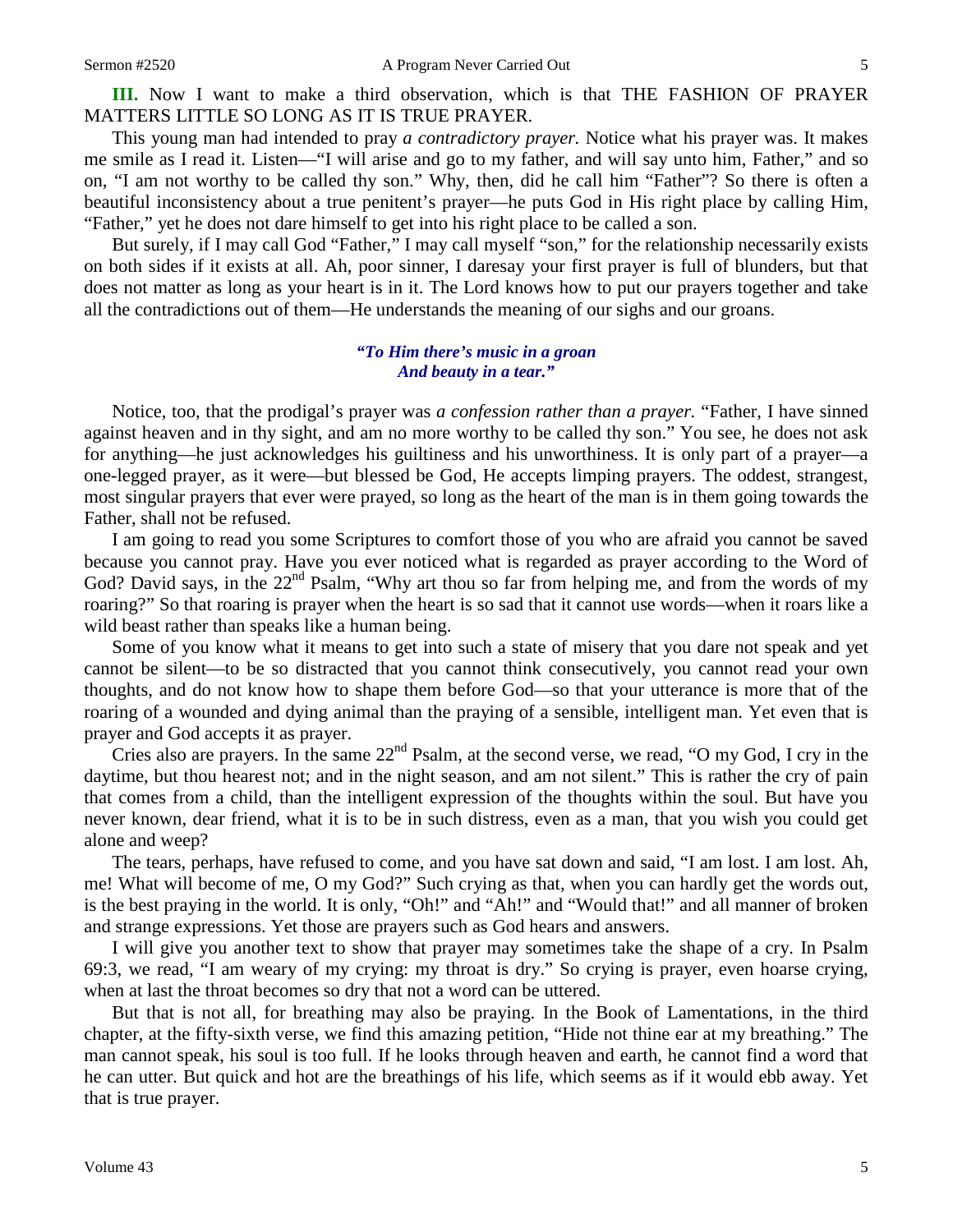**III.** Now I want to make a third observation, which is that THE FASHION OF PRAYER MATTERS LITTLE SO LONG AS IT IS TRUE PRAYER.

This young man had intended to pray *a contradictory prayer.* Notice what his prayer was. It makes me smile as I read it. Listen—"I will arise and go to my father, and will say unto him, Father," and so on, "I am not worthy to be called thy son." Why, then, did he call him "Father"? So there is often a beautiful inconsistency about a true penitent's prayer—he puts God in His right place by calling Him, "Father," yet he does not dare himself to get into his right place to be called a son.

But surely, if I may call God "Father," I may call myself "son," for the relationship necessarily exists on both sides if it exists at all. Ah, poor sinner, I daresay your first prayer is full of blunders, but that does not matter as long as your heart is in it. The Lord knows how to put our prayers together and take all the contradictions out of them—He understands the meaning of our sighs and our groans.

> ***"To Him there's music in a groan***
> ***And beauty in a tear."***

Notice, too, that the prodigal's prayer was *a confession rather than a prayer.* "Father, I have sinned against heaven and in thy sight, and am no more worthy to be called thy son." You see, he does not ask for anything—he just acknowledges his guiltiness and his unworthiness. It is only part of a prayer—a one-legged prayer, as it were—but blessed be God, He accepts limping prayers. The oddest, strangest, most singular prayers that ever were prayed, so long as the heart of the man is in them going towards the Father, shall not be refused.

I am going to read you some Scriptures to comfort those of you who are afraid you cannot be saved because you cannot pray. Have you ever noticed what is regarded as prayer according to the Word of God? David says, in the 22nd Psalm, "Why art thou so far from helping me, and from the words of my roaring?" So that roaring is prayer when the heart is so sad that it cannot use words—when it roars like a wild beast rather than speaks like a human being.

Some of you know what it means to get into such a state of misery that you dare not speak and yet cannot be silent—to be so distracted that you cannot think consecutively, you cannot read your own thoughts, and do not know how to shape them before God—so that your utterance is more that of the roaring of a wounded and dying animal than the praying of a sensible, intelligent man. Yet even that is prayer and God accepts it as prayer.

Cries also are prayers. In the same 22nd Psalm, at the second verse, we read, "O my God, I cry in the daytime, but thou hearest not; and in the night season, and am not silent." This is rather the cry of pain that comes from a child, than the intelligent expression of the thoughts within the soul. But have you never known, dear friend, what it is to be in such distress, even as a man, that you wish you could get alone and weep?

The tears, perhaps, have refused to come, and you have sat down and said, "I am lost. I am lost. Ah, me! What will become of me, O my God?" Such crying as that, when you can hardly get the words out, is the best praying in the world. It is only, "Oh!" and "Ah!" and "Would that!" and all manner of broken and strange expressions. Yet those are prayers such as God hears and answers.

I will give you another text to show that prayer may sometimes take the shape of a cry. In Psalm 69:3, we read, "I am weary of my crying: my throat is dry." So crying is prayer, even hoarse crying, when at last the throat becomes so dry that not a word can be uttered.

But that is not all, for breathing may also be praying. In the Book of Lamentations, in the third chapter, at the fifty-sixth verse, we find this amazing petition, "Hide not thine ear at my breathing." The man cannot speak, his soul is too full. If he looks through heaven and earth, he cannot find a word that he can utter. But quick and hot are the breathings of his life, which seems as if it would ebb away. Yet that is true prayer.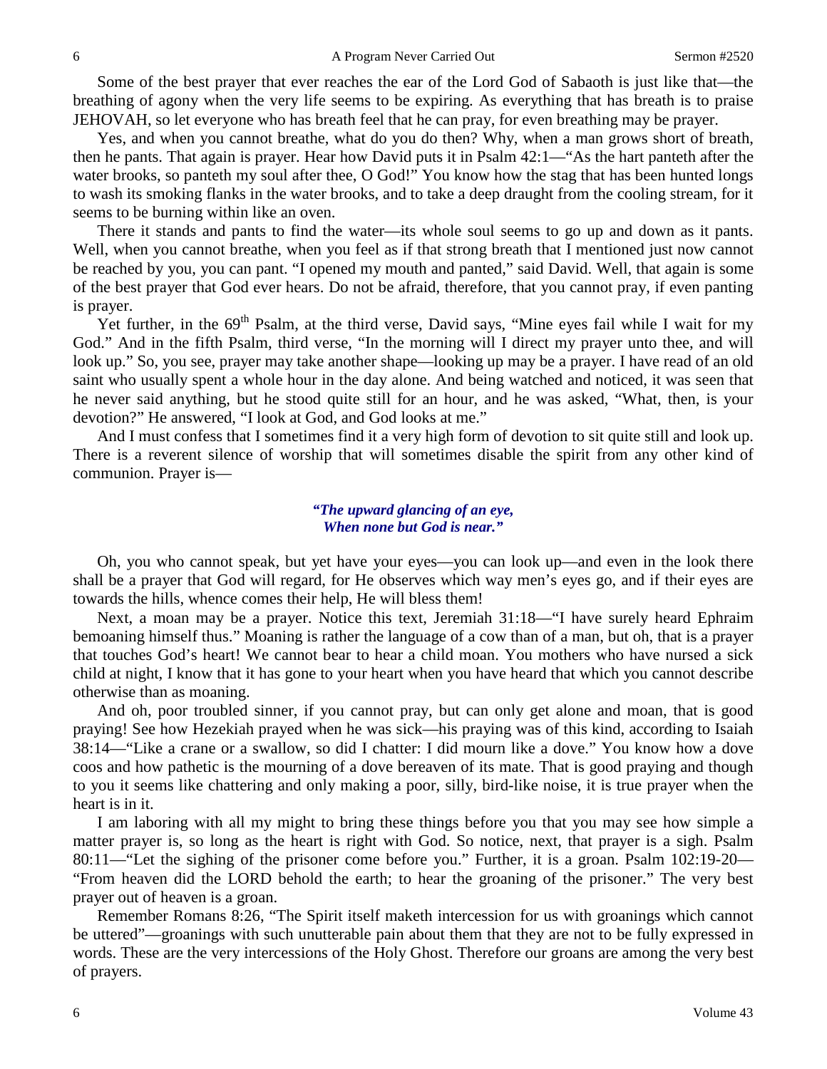Some of the best prayer that ever reaches the ear of the Lord God of Sabaoth is just like that—the breathing of agony when the very life seems to be expiring. As everything that has breath is to praise JEHOVAH, so let everyone who has breath feel that he can pray, for even breathing may be prayer.

Yes, and when you cannot breathe, what do you do then? Why, when a man grows short of breath, then he pants. That again is prayer. Hear how David puts it in Psalm 42:1—"As the hart panteth after the water brooks, so panteth my soul after thee, O God!" You know how the stag that has been hunted longs to wash its smoking flanks in the water brooks, and to take a deep draught from the cooling stream, for it seems to be burning within like an oven.

There it stands and pants to find the water—its whole soul seems to go up and down as it pants. Well, when you cannot breathe, when you feel as if that strong breath that I mentioned just now cannot be reached by you, you can pant. "I opened my mouth and panted," said David. Well, that again is some of the best prayer that God ever hears. Do not be afraid, therefore, that you cannot pray, if even panting is prayer.

Yet further, in the 69th Psalm, at the third verse, David says, "Mine eyes fail while I wait for my God." And in the fifth Psalm, third verse, "In the morning will I direct my prayer unto thee, and will look up." So, you see, prayer may take another shape—looking up may be a prayer. I have read of an old saint who usually spent a whole hour in the day alone. And being watched and noticed, it was seen that he never said anything, but he stood quite still for an hour, and he was asked, "What, then, is your devotion?" He answered, "I look at God, and God looks at me."

And I must confess that I sometimes find it a very high form of devotion to sit quite still and look up. There is a reverent silence of worship that will sometimes disable the spirit from any other kind of communion. Prayer is—

> ***"The upward glancing of an eye,***
> ***When none but God is near."***

Oh, you who cannot speak, but yet have your eyes—you can look up—and even in the look there shall be a prayer that God will regard, for He observes which way men's eyes go, and if their eyes are towards the hills, whence comes their help, He will bless them!

Next, a moan may be a prayer. Notice this text, Jeremiah 31:18—"I have surely heard Ephraim bemoaning himself thus." Moaning is rather the language of a cow than of a man, but oh, that is a prayer that touches God's heart! We cannot bear to hear a child moan. You mothers who have nursed a sick child at night, I know that it has gone to your heart when you have heard that which you cannot describe otherwise than as moaning.

And oh, poor troubled sinner, if you cannot pray, but can only get alone and moan, that is good praying! See how Hezekiah prayed when he was sick—his praying was of this kind, according to Isaiah 38:14—"Like a crane or a swallow, so did I chatter: I did mourn like a dove." You know how a dove coos and how pathetic is the mourning of a dove bereaven of its mate. That is good praying and though to you it seems like chattering and only making a poor, silly, bird-like noise, it is true prayer when the heart is in it.

I am laboring with all my might to bring these things before you that you may see how simple a matter prayer is, so long as the heart is right with God. So notice, next, that prayer is a sigh. Psalm 80:11—"Let the sighing of the prisoner come before you." Further, it is a groan. Psalm 102:19-20—"From heaven did the LORD behold the earth; to hear the groaning of the prisoner." The very best prayer out of heaven is a groan.

Remember Romans 8:26, "The Spirit itself maketh intercession for us with groanings which cannot be uttered"—groanings with such unutterable pain about them that they are not to be fully expressed in words. These are the very intercessions of the Holy Ghost. Therefore our groans are among the very best of prayers.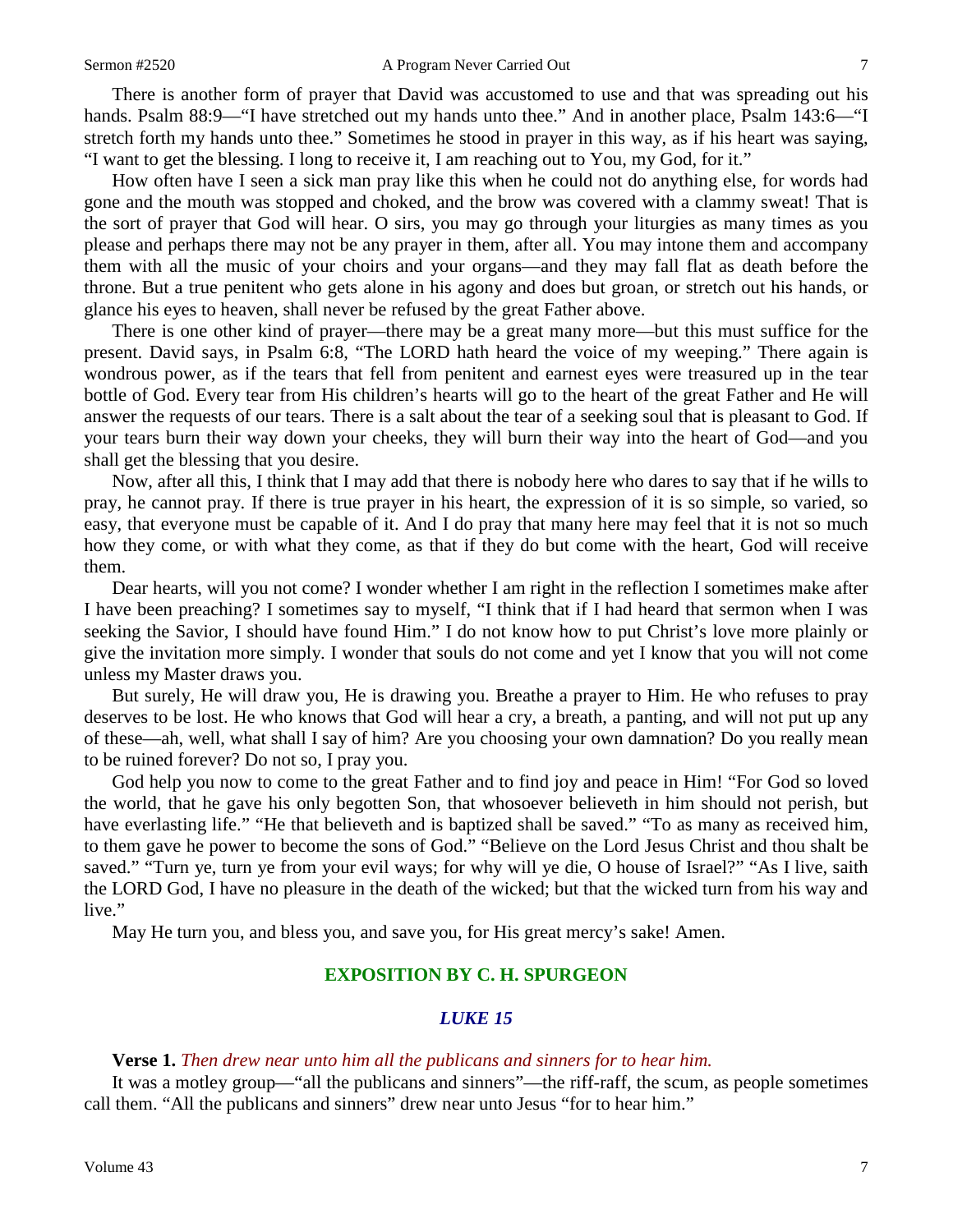There is another form of prayer that David was accustomed to use and that was spreading out his hands. Psalm 88:9—"I have stretched out my hands unto thee." And in another place, Psalm 143:6—"I stretch forth my hands unto thee." Sometimes he stood in prayer in this way, as if his heart was saying, "I want to get the blessing. I long to receive it, I am reaching out to You, my God, for it."

How often have I seen a sick man pray like this when he could not do anything else, for words had gone and the mouth was stopped and choked, and the brow was covered with a clammy sweat! That is the sort of prayer that God will hear. O sirs, you may go through your liturgies as many times as you please and perhaps there may not be any prayer in them, after all. You may intone them and accompany them with all the music of your choirs and your organs—and they may fall flat as death before the throne. But a true penitent who gets alone in his agony and does but groan, or stretch out his hands, or glance his eyes to heaven, shall never be refused by the great Father above.

There is one other kind of prayer—there may be a great many more—but this must suffice for the present. David says, in Psalm 6:8, "The LORD hath heard the voice of my weeping." There again is wondrous power, as if the tears that fell from penitent and earnest eyes were treasured up in the tear bottle of God. Every tear from His children's hearts will go to the heart of the great Father and He will answer the requests of our tears. There is a salt about the tear of a seeking soul that is pleasant to God. If your tears burn their way down your cheeks, they will burn their way into the heart of God—and you shall get the blessing that you desire.

Now, after all this, I think that I may add that there is nobody here who dares to say that if he wills to pray, he cannot pray. If there is true prayer in his heart, the expression of it is so simple, so varied, so easy, that everyone must be capable of it. And I do pray that many here may feel that it is not so much how they come, or with what they come, as that if they do but come with the heart, God will receive them.

Dear hearts, will you not come? I wonder whether I am right in the reflection I sometimes make after I have been preaching? I sometimes say to myself, "I think that if I had heard that sermon when I was seeking the Savior, I should have found Him." I do not know how to put Christ's love more plainly or give the invitation more simply. I wonder that souls do not come and yet I know that you will not come unless my Master draws you.

But surely, He will draw you, He is drawing you. Breathe a prayer to Him. He who refuses to pray deserves to be lost. He who knows that God will hear a cry, a breath, a panting, and will not put up any of these—ah, well, what shall I say of him? Are you choosing your own damnation? Do you really mean to be ruined forever? Do not so, I pray you.

God help you now to come to the great Father and to find joy and peace in Him! "For God so loved the world, that he gave his only begotten Son, that whosoever believeth in him should not perish, but have everlasting life." "He that believeth and is baptized shall be saved." "To as many as received him, to them gave he power to become the sons of God." "Believe on the Lord Jesus Christ and thou shalt be saved." "Turn ye, turn ye from your evil ways; for why will ye die, O house of Israel?" "As I live, saith the LORD God, I have no pleasure in the death of the wicked; but that the wicked turn from his way and live."

May He turn you, and bless you, and save you, for His great mercy's sake! Amen.

## EXPOSITION BY C. H. SPURGEON

### *LUKE 15*

**Verse 1.** *Then drew near unto him all the publicans and sinners for to hear him.*

It was a motley group—"all the publicans and sinners"—the riff-raff, the scum, as people sometimes call them. "All the publicans and sinners" drew near unto Jesus "for to hear him."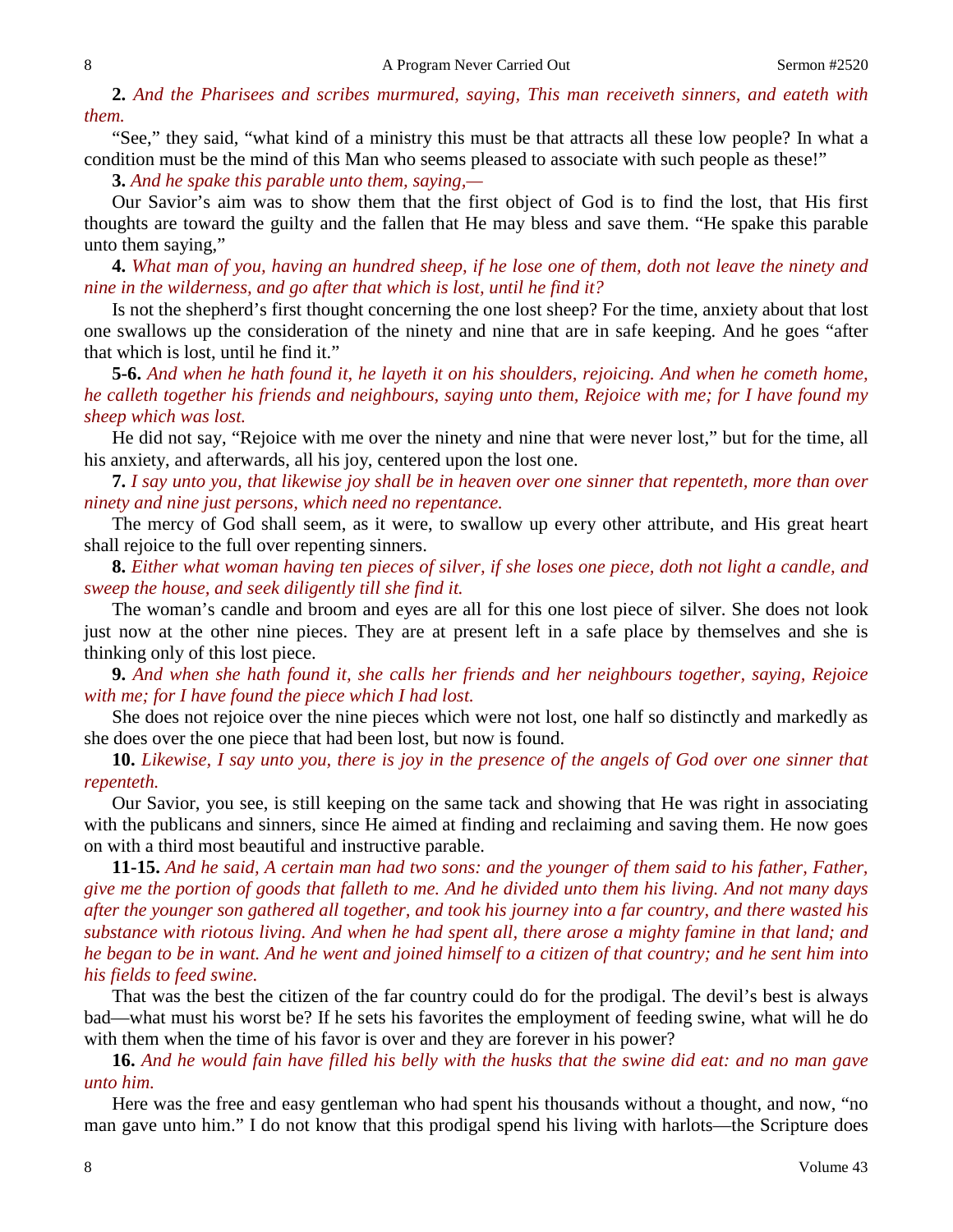**2.** *And the Pharisees and scribes murmured, saying, This man receiveth sinners, and eateth with them.*

"See," they said, "what kind of a ministry this must be that attracts all these low people? In what a condition must be the mind of this Man who seems pleased to associate with such people as these!"

**3.** *And he spake this parable unto them, saying,—*

Our Savior's aim was to show them that the first object of God is to find the lost, that His first thoughts are toward the guilty and the fallen that He may bless and save them. "He spake this parable unto them saying,"

**4.** *What man of you, having an hundred sheep, if he lose one of them, doth not leave the ninety and nine in the wilderness, and go after that which is lost, until he find it?*

Is not the shepherd's first thought concerning the one lost sheep? For the time, anxiety about that lost one swallows up the consideration of the ninety and nine that are in safe keeping. And he goes "after that which is lost, until he find it."

**5-6.** *And when he hath found it, he layeth it on his shoulders, rejoicing. And when he cometh home, he calleth together his friends and neighbours, saying unto them, Rejoice with me; for I have found my sheep which was lost.*

He did not say, "Rejoice with me over the ninety and nine that were never lost," but for the time, all his anxiety, and afterwards, all his joy, centered upon the lost one.

**7.** *I say unto you, that likewise joy shall be in heaven over one sinner that repenteth, more than over ninety and nine just persons, which need no repentance.*

The mercy of God shall seem, as it were, to swallow up every other attribute, and His great heart shall rejoice to the full over repenting sinners.

**8.** *Either what woman having ten pieces of silver, if she loses one piece, doth not light a candle, and sweep the house, and seek diligently till she find it.*

The woman's candle and broom and eyes are all for this one lost piece of silver. She does not look just now at the other nine pieces. They are at present left in a safe place by themselves and she is thinking only of this lost piece.

**9.** *And when she hath found it, she calls her friends and her neighbours together, saying, Rejoice with me; for I have found the piece which I had lost.*

She does not rejoice over the nine pieces which were not lost, one half so distinctly and markedly as she does over the one piece that had been lost, but now is found.

**10.** *Likewise, I say unto you, there is joy in the presence of the angels of God over one sinner that repenteth.*

Our Savior, you see, is still keeping on the same tack and showing that He was right in associating with the publicans and sinners, since He aimed at finding and reclaiming and saving them. He now goes on with a third most beautiful and instructive parable.

**11-15.** *And he said, A certain man had two sons: and the younger of them said to his father, Father, give me the portion of goods that falleth to me. And he divided unto them his living. And not many days after the younger son gathered all together, and took his journey into a far country, and there wasted his substance with riotous living. And when he had spent all, there arose a mighty famine in that land; and he began to be in want. And he went and joined himself to a citizen of that country; and he sent him into his fields to feed swine.*

That was the best the citizen of the far country could do for the prodigal. The devil's best is always bad—what must his worst be? If he sets his favorites the employment of feeding swine, what will he do with them when the time of his favor is over and they are forever in his power?

**16.** *And he would fain have filled his belly with the husks that the swine did eat: and no man gave unto him.*

Here was the free and easy gentleman who had spent his thousands without a thought, and now, "no man gave unto him." I do not know that this prodigal spend his living with harlots—the Scripture does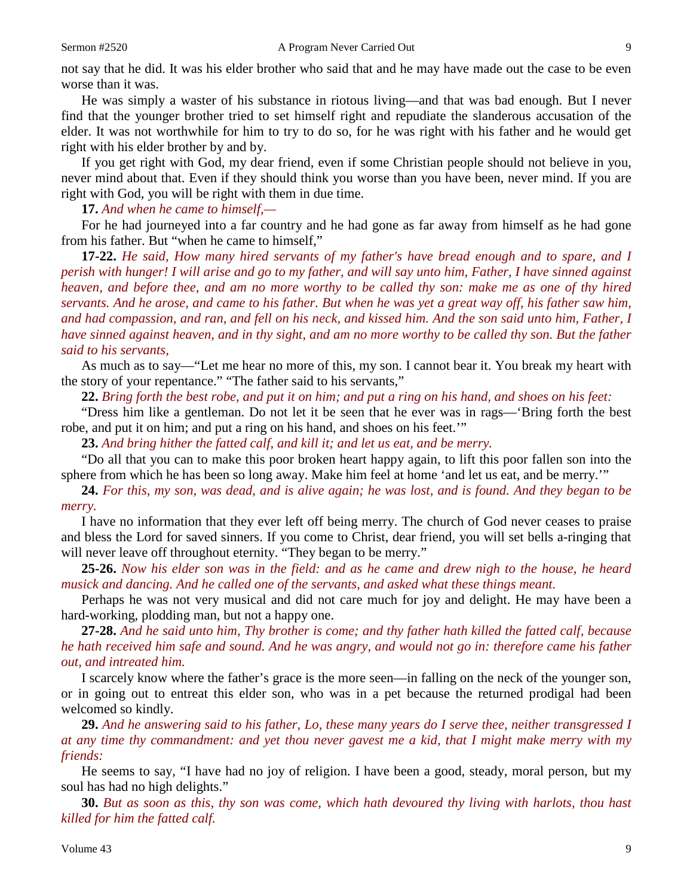not say that he did. It was his elder brother who said that and he may have made out the case to be even worse than it was.

He was simply a waster of his substance in riotous living—and that was bad enough. But I never find that the younger brother tried to set himself right and repudiate the slanderous accusation of the elder. It was not worthwhile for him to try to do so, for he was right with his father and he would get right with his elder brother by and by.

If you get right with God, my dear friend, even if some Christian people should not believe in you, never mind about that. Even if they should think you worse than you have been, never mind. If you are right with God, you will be right with them in due time.

**17.** *And when he came to himself,—*

For he had journeyed into a far country and he had gone as far away from himself as he had gone from his father. But "when he came to himself,"

**17-22.** *He said, How many hired servants of my father's have bread enough and to spare, and I perish with hunger! I will arise and go to my father, and will say unto him, Father, I have sinned against heaven, and before thee, and am no more worthy to be called thy son: make me as one of thy hired servants. And he arose, and came to his father. But when he was yet a great way off, his father saw him, and had compassion, and ran, and fell on his neck, and kissed him. And the son said unto him, Father, I have sinned against heaven, and in thy sight, and am no more worthy to be called thy son. But the father said to his servants,*

As much as to say—"Let me hear no more of this, my son. I cannot bear it. You break my heart with the story of your repentance." "The father said to his servants,"

**22.** *Bring forth the best robe, and put it on him; and put a ring on his hand, and shoes on his feet:*

"Dress him like a gentleman. Do not let it be seen that he ever was in rags—'Bring forth the best robe, and put it on him; and put a ring on his hand, and shoes on his feet.'"

**23.** *And bring hither the fatted calf, and kill it; and let us eat, and be merry.*

"Do all that you can to make this poor broken heart happy again, to lift this poor fallen son into the sphere from which he has been so long away. Make him feel at home 'and let us eat, and be merry.'"

**24.** *For this, my son, was dead, and is alive again; he was lost, and is found. And they began to be merry.*

I have no information that they ever left off being merry. The church of God never ceases to praise and bless the Lord for saved sinners. If you come to Christ, dear friend, you will set bells a-ringing that will never leave off throughout eternity. "They began to be merry."

**25-26.** *Now his elder son was in the field: and as he came and drew nigh to the house, he heard musick and dancing. And he called one of the servants, and asked what these things meant.*

Perhaps he was not very musical and did not care much for joy and delight. He may have been a hard-working, plodding man, but not a happy one.

**27-28.** *And he said unto him, Thy brother is come; and thy father hath killed the fatted calf, because he hath received him safe and sound. And he was angry, and would not go in: therefore came his father out, and intreated him.*

I scarcely know where the father's grace is the more seen—in falling on the neck of the younger son, or in going out to entreat this elder son, who was in a pet because the returned prodigal had been welcomed so kindly.

**29.** *And he answering said to his father, Lo, these many years do I serve thee, neither transgressed I at any time thy commandment: and yet thou never gavest me a kid, that I might make merry with my friends:*

He seems to say, "I have had no joy of religion. I have been a good, steady, moral person, but my soul has had no high delights."

**30.** *But as soon as this, thy son was come, which hath devoured thy living with harlots, thou hast killed for him the fatted calf.*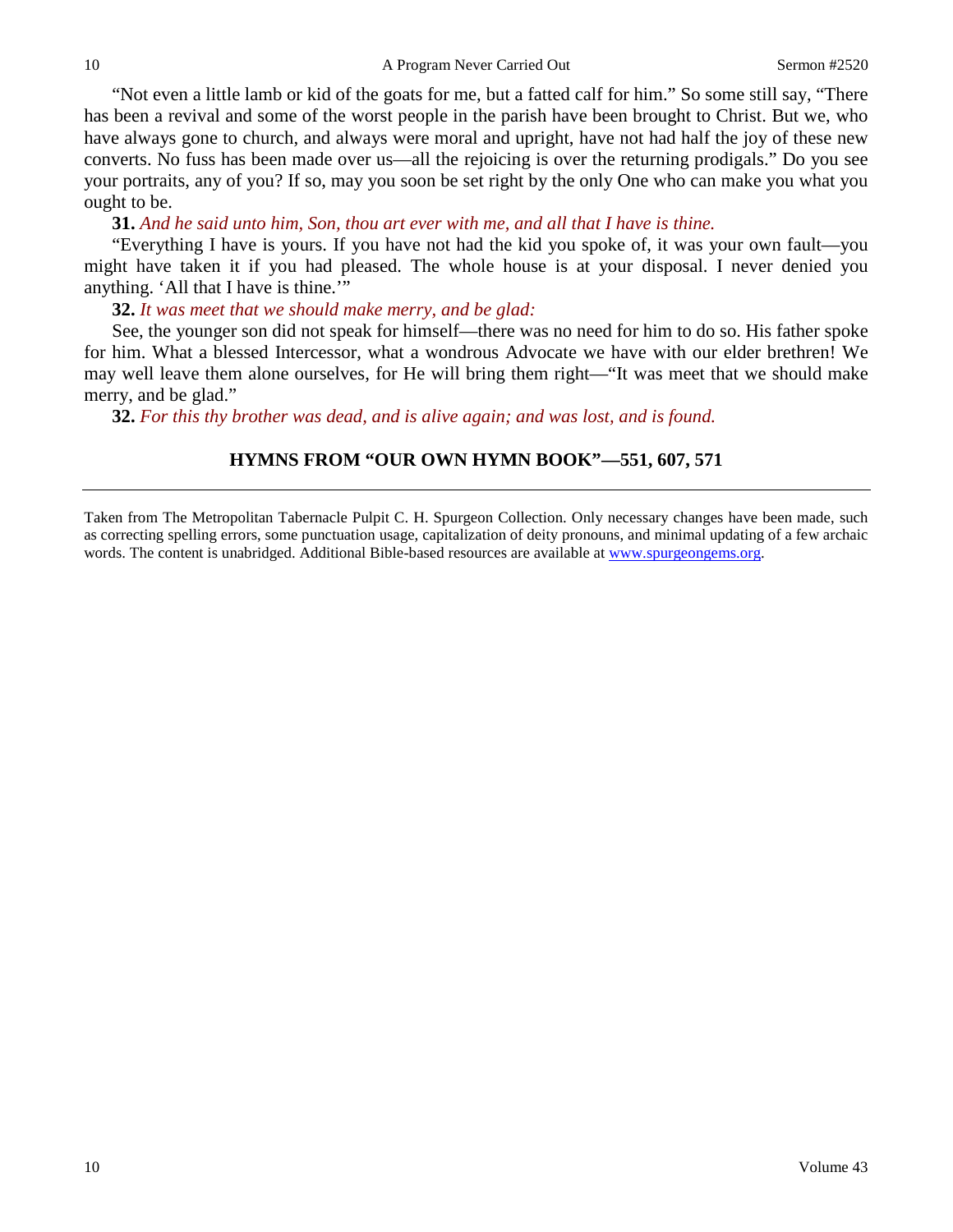"Not even a little lamb or kid of the goats for me, but a fatted calf for him." So some still say, "There has been a revival and some of the worst people in the parish have been brought to Christ. But we, who have always gone to church, and always were moral and upright, have not had half the joy of these new converts. No fuss has been made over us—all the rejoicing is over the returning prodigals." Do you see your portraits, any of you? If so, may you soon be set right by the only One who can make you what you ought to be.

**31.** *And he said unto him, Son, thou art ever with me, and all that I have is thine.*

"Everything I have is yours. If you have not had the kid you spoke of, it was your own fault—you might have taken it if you had pleased. The whole house is at your disposal. I never denied you anything. 'All that I have is thine.'"

**32.** *It was meet that we should make merry, and be glad:*

See, the younger son did not speak for himself—there was no need for him to do so. His father spoke for him. What a blessed Intercessor, what a wondrous Advocate we have with our elder brethren! We may well leave them alone ourselves, for He will bring them right—"It was meet that we should make merry, and be glad."

**32.** *For this thy brother was dead, and is alive again; and was lost, and is found.*

## HYMNS FROM "OUR OWN HYMN BOOK"—551, 607, 571

---

Taken from The Metropolitan Tabernacle Pulpit C. H. Spurgeon Collection. Only necessary changes have been made, such as correcting spelling errors, some punctuation usage, capitalization of deity pronouns, and minimal updating of a few archaic words. The content is unabridged. Additional Bible-based resources are available at www.spurgeongems.org.